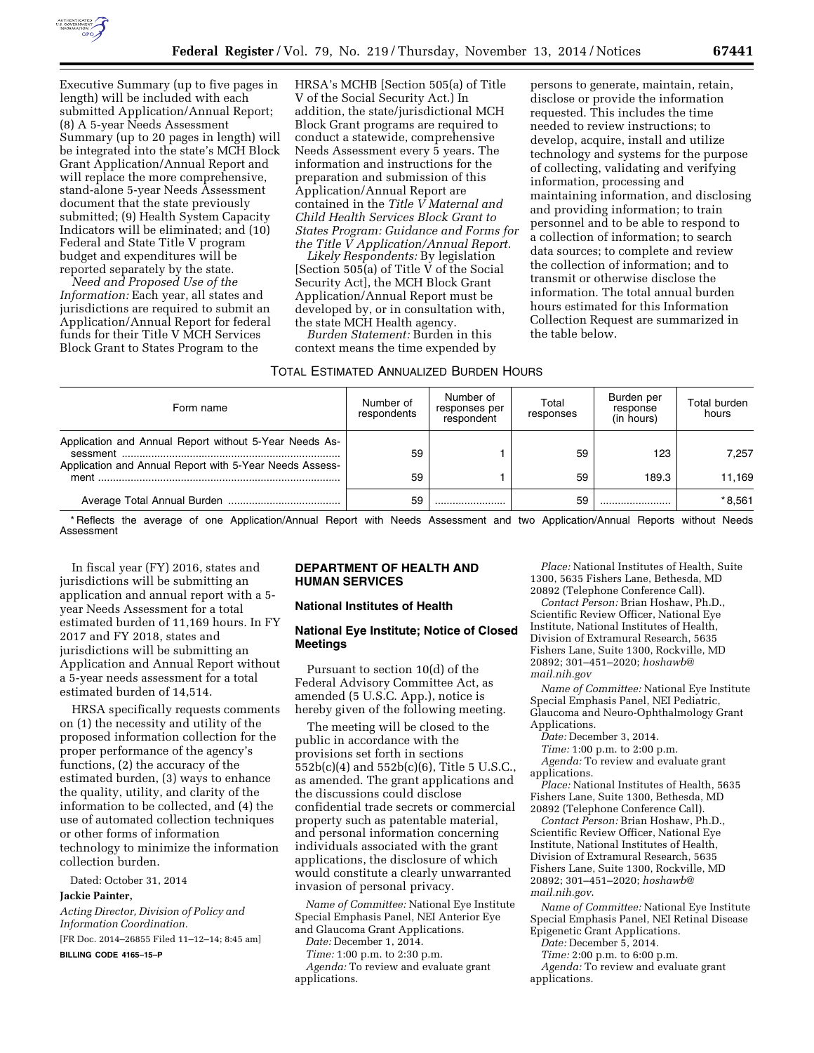Executive Summary (up to five pages in length) will be included with each submitted Application/Annual Report; (8) A 5-year Needs Assessment Summary (up to 20 pages in length) will be integrated into the state's MCH Block Grant Application/Annual Report and will replace the more comprehensive, stand-alone 5-year Needs Assessment document that the state previously submitted; (9) Health System Capacity Indicators will be eliminated; and (10) Federal and State Title V program budget and expenditures will be reported separately by the state.

*Need and Proposed Use of the Information:* Each year, all states and jurisdictions are required to submit an Application/Annual Report for federal funds for their Title V MCH Services Block Grant to States Program to the HRSA's MCHB [Section 505(a) of Title V of the Social Security Act.) In addition, the state/jurisdictional MCH Block Grant programs are required to conduct a statewide, comprehensive Needs Assessment every 5 years. The information and instructions for the preparation and submission of this Application/Annual Report are contained in the *Title V Maternal and Child Health Services Block Grant to States Program: Guidance and Forms for the Title V Application/Annual Report.*

*Likely Respondents:* By legislation [Section 505(a) of Title V of the Social Security Act], the MCH Block Grant Application/Annual Report must be developed by, or in consultation with, the state MCH Health agency.

*Burden Statement:* Burden in this context means the time expended by persons to generate, maintain, retain, disclose or provide the information requested. This includes the time needed to review instructions; to develop, acquire, install and utilize technology and systems for the purpose of collecting, validating and verifying information, processing and maintaining information, and disclosing and providing information; to train personnel and to be able to respond to a collection of information; to search data sources; to complete and review the collection of information; and to transmit or otherwise disclose the information. The total annual burden hours estimated for this Information Collection Request are summarized in the table below.

TOTAL ESTIMATED ANNUALIZED BURDEN HOURS

| Form name | Number of respondents | Number of responses per respondent | Total responses | Burden per response (in hours) | Total burden hours |
|---|---|---|---|---|---|
| Application and Annual Report without 5-Year Needs Assessment | 59 | 1 | 59 | 123 | 7,257 |
| Application and Annual Report with 5-Year Needs Assessment | 59 | 1 | 59 | 189.3 | 11,169 |
| Average Total Annual Burden | 59 | | 59 | | *8,561 |

* Reflects the average of one Application/Annual Report with Needs Assessment and two Application/Annual Reports without Needs Assessment

In fiscal year (FY) 2016, states and jurisdictions will be submitting an application and annual report with a 5-year Needs Assessment for a total estimated burden of 11,169 hours. In FY 2017 and FY 2018, states and jurisdictions will be submitting an Application and Annual Report without a 5-year needs assessment for a total estimated burden of 14,514.

HRSA specifically requests comments on (1) the necessity and utility of the proposed information collection for the proper performance of the agency's functions, (2) the accuracy of the estimated burden, (3) ways to enhance the quality, utility, and clarity of the information to be collected, and (4) the use of automated collection techniques or other forms of information technology to minimize the information collection burden.

Dated: October 31, 2014

**Jackie Painter,**

*Acting Director, Division of Policy and Information Coordination.*

[FR Doc. 2014–26855 Filed 11–12–14; 8:45 am]

**BILLING CODE 4165–15–P**

## DEPARTMENT OF HEALTH AND HUMAN SERVICES

### National Institutes of Health

### National Eye Institute; Notice of Closed Meetings

Pursuant to section 10(d) of the Federal Advisory Committee Act, as amended (5 U.S.C. App.), notice is hereby given of the following meeting.

The meeting will be closed to the public in accordance with the provisions set forth in sections 552b(c)(4) and 552b(c)(6), Title 5 U.S.C., as amended. The grant applications and the discussions could disclose confidential trade secrets or commercial property such as patentable material, and personal information concerning individuals associated with the grant applications, the disclosure of which would constitute a clearly unwarranted invasion of personal privacy.

*Name of Committee:* National Eye Institute Special Emphasis Panel, NEI Anterior Eye and Glaucoma Grant Applications.

*Date:* December 1, 2014.

*Time:* 1:00 p.m. to 2:30 p.m.

*Agenda:* To review and evaluate grant applications.

*Place:* National Institutes of Health, Suite 1300, 5635 Fishers Lane, Bethesda, MD 20892 (Telephone Conference Call).

*Contact Person:* Brian Hoshaw, Ph.D., Scientific Review Officer, National Eye Institute, National Institutes of Health, Division of Extramural Research, 5635 Fishers Lane, Suite 1300, Rockville, MD 20892; 301–451–2020; *hoshawb@mail.nih.gov*

*Name of Committee:* National Eye Institute Special Emphasis Panel, NEI Pediatric, Glaucoma and Neuro-Ophthalmology Grant Applications.

*Date:* December 3, 2014.

*Time:* 1:00 p.m. to 2:00 p.m.

*Agenda:* To review and evaluate grant applications.

*Place:* National Institutes of Health, 5635 Fishers Lane, Suite 1300, Bethesda, MD 20892 (Telephone Conference Call).

*Contact Person:* Brian Hoshaw, Ph.D., Scientific Review Officer, National Eye Institute, National Institutes of Health, Division of Extramural Research, 5635 Fishers Lane, Suite 1300, Rockville, MD 20892; 301–451–2020; *hoshawb@mail.nih.gov*.

*Name of Committee:* National Eye Institute Special Emphasis Panel, NEI Retinal Disease Epigenetic Grant Applications.

*Date:* December 5, 2014.

*Time:* 2:00 p.m. to 6:00 p.m.

*Agenda:* To review and evaluate grant applications.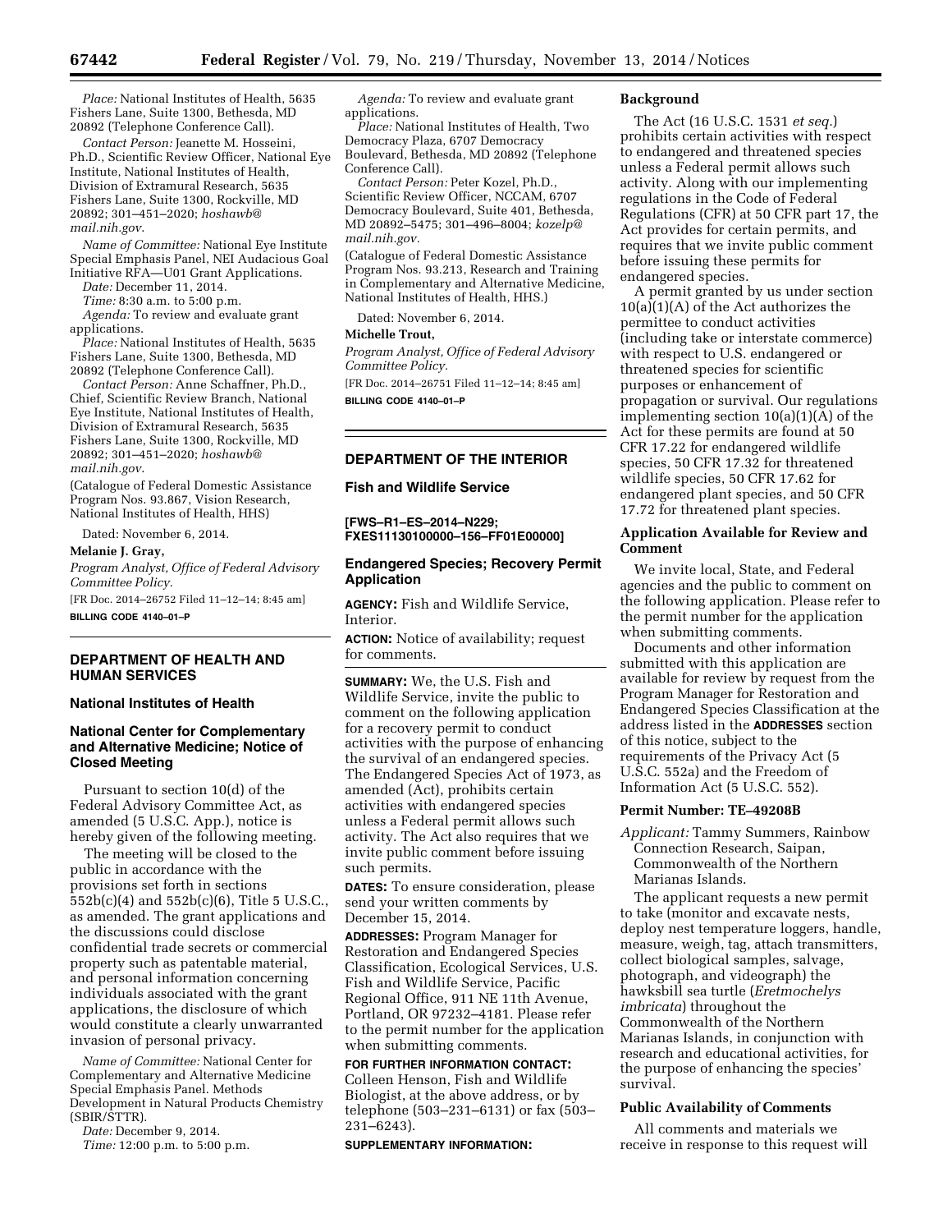*Place:* National Institutes of Health, 5635 Fishers Lane, Suite 1300, Bethesda, MD 20892 (Telephone Conference Call).

*Contact Person:* Jeanette M. Hosseini, Ph.D., Scientific Review Officer, National Eye Institute, National Institutes of Health, Division of Extramural Research, 5635 Fishers Lane, Suite 1300, Rockville, MD 20892; 301–451–2020; *hoshawb@mail.nih.gov.*

*Name of Committee:* National Eye Institute Special Emphasis Panel, NEI Audacious Goal Initiative RFA—U01 Grant Applications.

*Date:* December 11, 2014.

*Time:* 8:30 a.m. to 5:00 p.m.

*Agenda:* To review and evaluate grant applications.

*Place:* National Institutes of Health, 5635 Fishers Lane, Suite 1300, Bethesda, MD 20892 (Telephone Conference Call).

*Contact Person:* Anne Schaffner, Ph.D., Chief, Scientific Review Branch, National Eye Institute, National Institutes of Health, Division of Extramural Research, 5635 Fishers Lane, Suite 1300, Rockville, MD 20892; 301–451–2020; *hoshawb@mail.nih.gov.*

(Catalogue of Federal Domestic Assistance Program Nos. 93.867, Vision Research, National Institutes of Health, HHS)

Dated: November 6, 2014.

**Melanie J. Gray,**

*Program Analyst, Office of Federal Advisory Committee Policy.*

[FR Doc. 2014–26752 Filed 11–12–14; 8:45 am]

**BILLING CODE 4140–01–P**

## DEPARTMENT OF HEALTH AND HUMAN SERVICES

### National Institutes of Health

### National Center for Complementary and Alternative Medicine; Notice of Closed Meeting

Pursuant to section 10(d) of the Federal Advisory Committee Act, as amended (5 U.S.C. App.), notice is hereby given of the following meeting.

The meeting will be closed to the public in accordance with the provisions set forth in sections 552b(c)(4) and 552b(c)(6), Title 5 U.S.C., as amended. The grant applications and the discussions could disclose confidential trade secrets or commercial property such as patentable material, and personal information concerning individuals associated with the grant applications, the disclosure of which would constitute a clearly unwarranted invasion of personal privacy.

*Name of Committee:* National Center for Complementary and Alternative Medicine Special Emphasis Panel. Methods Development in Natural Products Chemistry (SBIR/STTR).

*Date:* December 9, 2014.

*Time:* 12:00 p.m. to 5:00 p.m.

*Agenda:* To review and evaluate grant applications.

*Place:* National Institutes of Health, Two Democracy Plaza, 6707 Democracy Boulevard, Bethesda, MD 20892 (Telephone Conference Call).

*Contact Person:* Peter Kozel, Ph.D., Scientific Review Officer, NCCAM, 6707 Democracy Boulevard, Suite 401, Bethesda, MD 20892–5475; 301–496–8004; *kozelp@mail.nih.gov.*

(Catalogue of Federal Domestic Assistance Program Nos. 93.213, Research and Training in Complementary and Alternative Medicine, National Institutes of Health, HHS.)

Dated: November 6, 2014.

**Michelle Trout,**

*Program Analyst, Office of Federal Advisory Committee Policy.*

[FR Doc. 2014–26751 Filed 11–12–14; 8:45 am]

**BILLING CODE 4140–01–P**

## DEPARTMENT OF THE INTERIOR

### Fish and Wildlife Service

**[FWS–R1–ES–2014–N229; FXES11130100000–156–FF01E00000]**

### Endangered Species; Recovery Permit Application

**AGENCY:** Fish and Wildlife Service, Interior.

**ACTION:** Notice of availability; request for comments.

**SUMMARY:** We, the U.S. Fish and Wildlife Service, invite the public to comment on the following application for a recovery permit to conduct activities with the purpose of enhancing the survival of an endangered species. The Endangered Species Act of 1973, as amended (Act), prohibits certain activities with endangered species unless a Federal permit allows such activity. The Act also requires that we invite public comment before issuing such permits.

**DATES:** To ensure consideration, please send your written comments by December 15, 2014.

**ADDRESSES:** Program Manager for Restoration and Endangered Species Classification, Ecological Services, U.S. Fish and Wildlife Service, Pacific Regional Office, 911 NE 11th Avenue, Portland, OR 97232–4181. Please refer to the permit number for the application when submitting comments.

**FOR FURTHER INFORMATION CONTACT:** Colleen Henson, Fish and Wildlife Biologist, at the above address, or by telephone (503–231–6131) or fax (503–231–6243).

**SUPPLEMENTARY INFORMATION:**

#### Background

The Act (16 U.S.C. 1531 *et seq.*) prohibits certain activities with respect to endangered and threatened species unless a Federal permit allows such activity. Along with our implementing regulations in the Code of Federal Regulations (CFR) at 50 CFR part 17, the Act provides for certain permits, and requires that we invite public comment before issuing these permits for endangered species.

A permit granted by us under section 10(a)(1)(A) of the Act authorizes the permittee to conduct activities (including take or interstate commerce) with respect to U.S. endangered or threatened species for scientific purposes or enhancement of propagation or survival. Our regulations implementing section 10(a)(1)(A) of the Act for these permits are found at 50 CFR 17.22 for endangered wildlife species, 50 CFR 17.32 for threatened wildlife species, 50 CFR 17.62 for endangered plant species, and 50 CFR 17.72 for threatened plant species.

#### Application Available for Review and Comment

We invite local, State, and Federal agencies and the public to comment on the following application. Please refer to the permit number for the application when submitting comments.

Documents and other information submitted with this application are available for review by request from the Program Manager for Restoration and Endangered Species Classification at the address listed in the **ADDRESSES** section of this notice, subject to the requirements of the Privacy Act (5 U.S.C. 552a) and the Freedom of Information Act (5 U.S.C. 552).

#### Permit Number: TE–49208B

*Applicant:* Tammy Summers, Rainbow Connection Research, Saipan, Commonwealth of the Northern Marianas Islands.

The applicant requests a new permit to take (monitor and excavate nests, deploy nest temperature loggers, handle, measure, weigh, tag, attach transmitters, collect biological samples, salvage, photograph, and videograph) the hawksbill sea turtle (*Eretmochelys imbricata*) throughout the Commonwealth of the Northern Marianas Islands, in conjunction with research and educational activities, for the purpose of enhancing the species' survival.

#### Public Availability of Comments

All comments and materials we receive in response to this request will